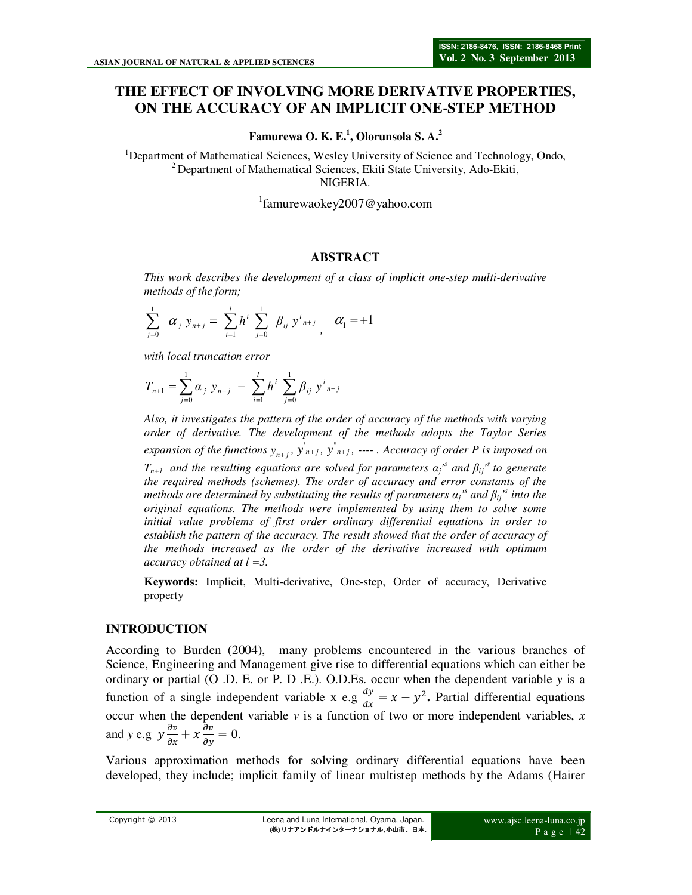# THE EFFECT OF INVOLVING MORE DERIVATIVE PROPERTIES, ON THE ACCURACY OF AN IMPLICIT ONE-STEP METHOD

**Famurewa O. K. E.[1], Olorunsola S. A.[2]**

[1]Department of Mathematical Sciences, Wesley University of Science and Technology, Ondo,
[2] Department of Mathematical Sciences, Ekiti State University, Ado-Ekiti,
NIGERIA.

[1]famurewaokey2007@yahoo.com

## ABSTRACT

*This work describes the development of a class of implicit one-step multi-derivative methods of the form;*

$$\sum_{j=0}^{1} \alpha_j \, y_{n+j} = \sum_{i=1}^{l} h^i \sum_{j=0}^{1} \beta_{ij} \, y^i{}_{n+j} , \quad \alpha_1 = +1$$

*with local truncation error*

$$T_{n+1} = \sum_{j=0}^{1} \alpha_j \, y_{n+j} - \sum_{i=1}^{l} h^i \sum_{j=0}^{1} \beta_{ij} \, y^i{}_{n+j}$$

*Also, it investigates the pattern of the order of accuracy of the methods with varying order of derivative. The development of the methods adopts the Taylor Series expansion of the functions $y_{n+j}$, $y'_{n+j}$, $y''_{n+j}$, ---- . Accuracy of order P is imposed on $T_{n+1}$ and the resulting equations are solved for parameters $\alpha_j$'s and $\beta_{ij}$'s to generate the required methods (schemes). The order of accuracy and error constants of the methods are determined by substituting the results of parameters $\alpha_j$'s and $\beta_{ij}$'s into the original equations. The methods were implemented by using them to solve some initial value problems of first order ordinary differential equations in order to establish the pattern of the accuracy. The result showed that the order of accuracy of the methods increased as the order of the derivative increased with optimum accuracy obtained at $l = 3$.*

**Keywords:** Implicit, Multi-derivative, One-step, Order of accuracy, Derivative property

## INTRODUCTION

According to Burden (2004), many problems encountered in the various branches of Science, Engineering and Management give rise to differential equations which can either be ordinary or partial (O .D. E. or P. D .E.). O.D.Es. occur when the dependent variable *y* is a function of a single independent variable x e.g $\frac{dy}{dx} = x - y^2$**.** Partial differential equations occur when the dependent variable *v* is a function of two or more independent variables, *x* and *y* e.g $y\frac{\partial v}{\partial x} + x\frac{\partial v}{\partial y} = 0$.

Various approximation methods for solving ordinary differential equations have been developed, they include; implicit family of linear multistep methods by the Adams (Hairer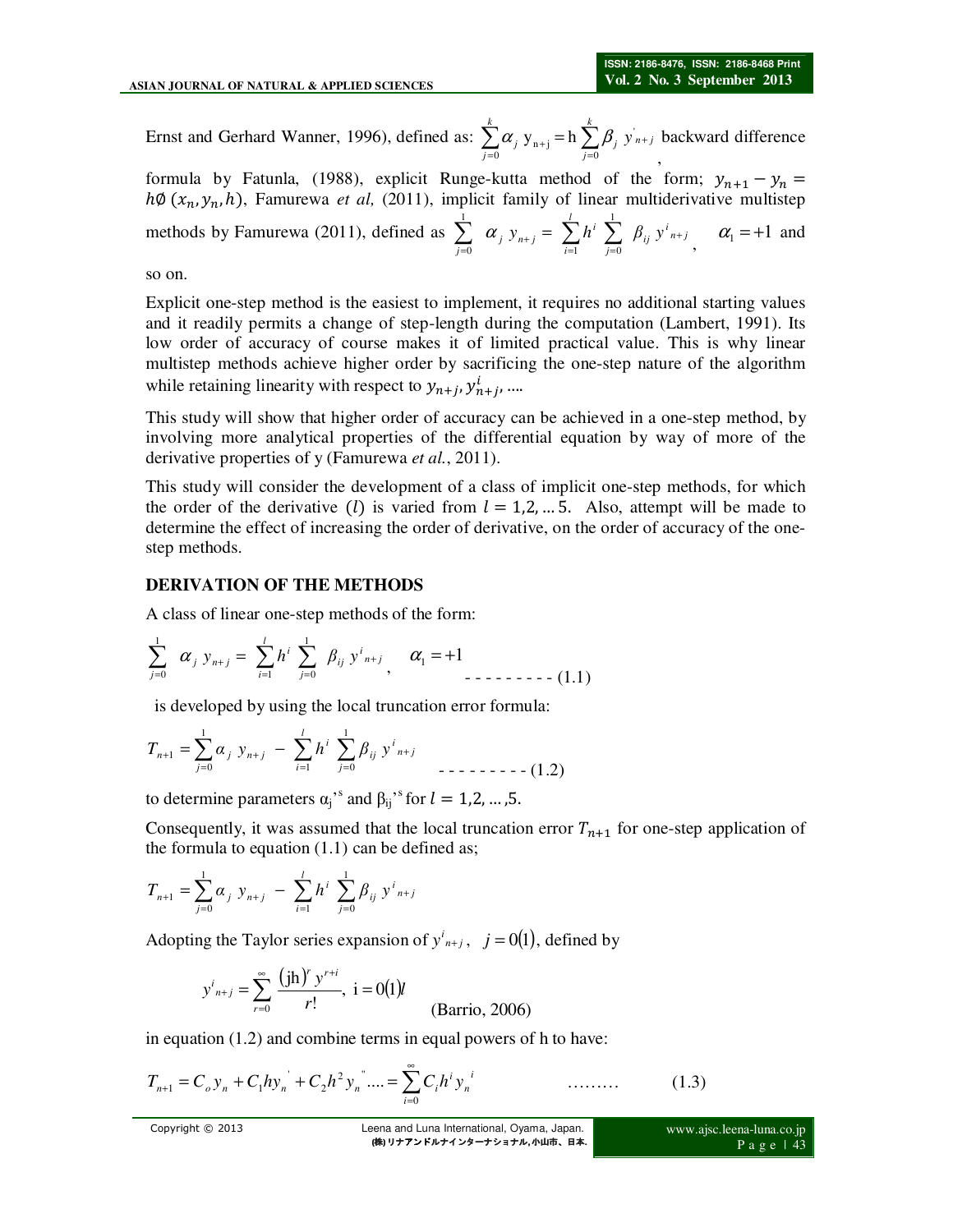Ernst and Gerhard Wanner, 1996), defined as: $\sum_{j=0}^{k}\alpha_j\ y_{n+j} = h\sum_{j=0}^{k}\beta_j\ y'_{n+j}$, backward difference formula by Fatunla, (1988), explicit Runge-kutta method of the form; $y_{n+1} - y_n = h\emptyset\,(x_n, y_n, h)$, Famurewa *et al,* (2011), implicit family of linear multiderivative multistep methods by Famurewa (2011), defined as $\sum_{j=0}^{1}\ \alpha_j\ y_{n+j} = \sum_{i=1}^{l} h^i \sum_{j=0}^{1}\ \beta_{ij}\ y^{i}{}_{n+j}$, $\alpha_1 = +1$ and so on.

Explicit one-step method is the easiest to implement, it requires no additional starting values and it readily permits a change of step-length during the computation (Lambert, 1991). Its low order of accuracy of course makes it of limited practical value. This is why linear multistep methods achieve higher order by sacrificing the one-step nature of the algorithm while retaining linearity with respect to $y_{n+j}, y^{i}_{n+j}, \ldots$.

This study will show that higher order of accuracy can be achieved in a one-step method, by involving more analytical properties of the differential equation by way of more of the derivative properties of y (Famurewa *et al.*, 2011).

This study will consider the development of a class of implicit one-step methods, for which the order of the derivative ($l$) is varied from $l = 1,2, \ldots 5$. Also, attempt will be made to determine the effect of increasing the order of derivative, on the order of accuracy of the one-step methods.

## DERIVATION OF THE METHODS

A class of linear one-step methods of the form:

$$\sum_{j=0}^{1}\ \alpha_j\ y_{n+j} = \sum_{i=1}^{l} h^i \sum_{j=0}^{1}\ \beta_{ij}\ y^{i}{}_{n+j}, \quad \alpha_1 = +1 \qquad \text{- - - - - - - - - (1.1)}$$

is developed by using the local truncation error formula:

$$T_{n+1} = \sum_{j=0}^{1}\alpha_j\ y_{n+j}\ -\ \sum_{i=1}^{l} h^i\ \sum_{j=0}^{1}\ \beta_{ij}\ y^{i}{}_{n+j} \qquad \text{- - - - - - - - - (1.2)}$$

to determine parameters $\alpha_j$'s and $\beta_{ij}$'s for $l = 1,2, \ldots ,5$.

Consequently, it was assumed that the local truncation error $T_{n+1}$ for one-step application of the formula to equation (1.1) can be defined as;

$$T_{n+1} = \sum_{j=0}^{1}\alpha_j\ y_{n+j}\ -\ \sum_{i=1}^{l} h^i\ \sum_{j=0}^{1}\ \beta_{ij}\ y^{i}{}_{n+j}$$

Adopting the Taylor series expansion of $y^{i}{}_{n+j}$, $j = 0(1)$, defined by

$$y^{i}{}_{n+j} = \sum_{r=0}^{\infty}\frac{(\mathrm{j}h)^r\ y^{r+i}}{r!},\ \mathrm{i} = 0(1)l \qquad \text{(Barrio, 2006)}$$

in equation (1.2) and combine terms in equal powers of h to have:

$$T_{n+1} = C_o y_n + C_1 h y_n' + C_2 h^2 y_n'' \ldots = \sum_{i=0}^{\infty} C_i h^i y_n{}^{i} \qquad \ldots\ldots\ldots \quad (1.3)$$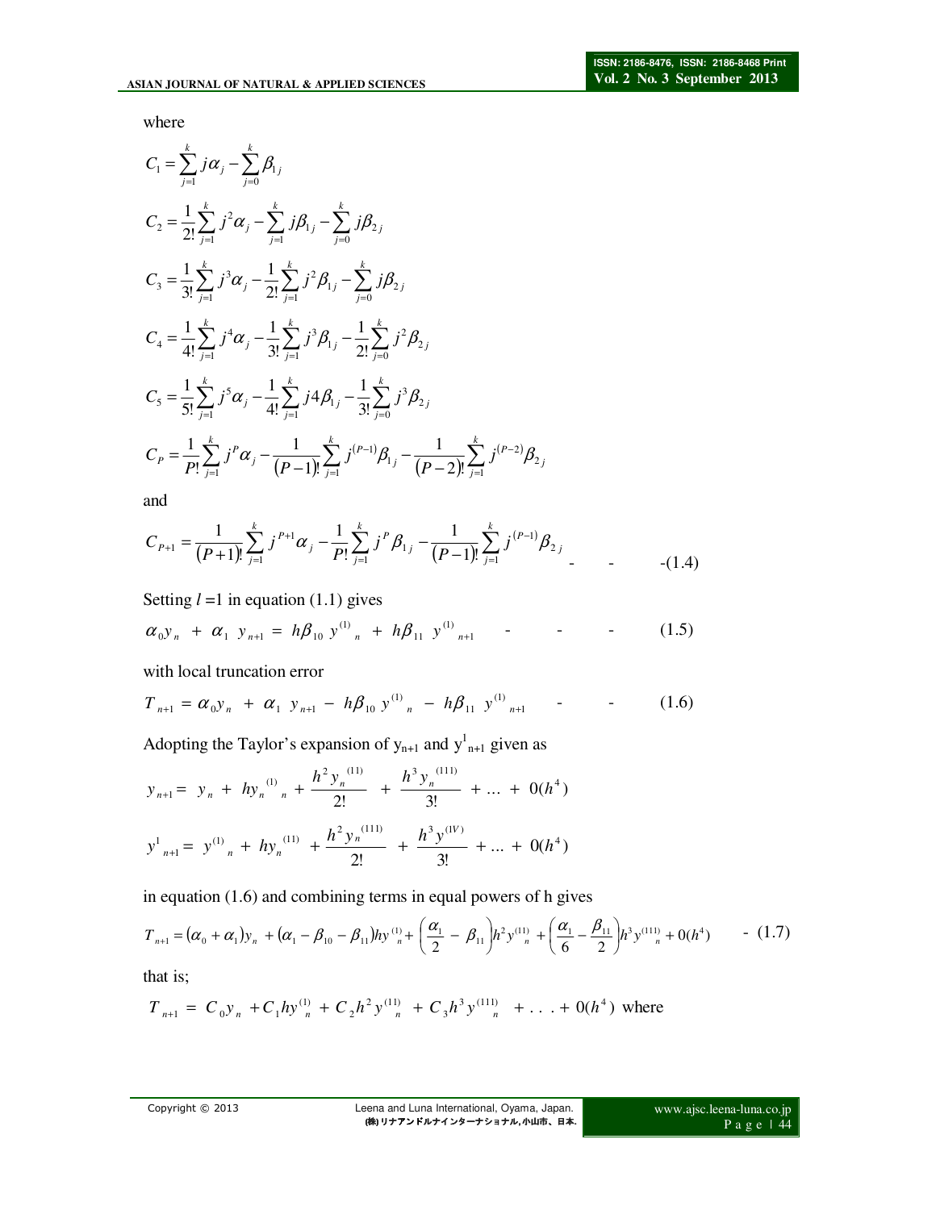where

$$C_1 = \sum_{j=1}^{k} j\alpha_j - \sum_{j=0}^{k} \beta_{1j}$$

$$C_2 = \frac{1}{2!}\sum_{j=1}^{k} j^2\alpha_j - \sum_{j=1}^{k} j\beta_{1j} - \sum_{j=0}^{k} j\beta_{2j}$$

$$C_3 = \frac{1}{3!}\sum_{j=1}^{k} j^3\alpha_j - \frac{1}{2!}\sum_{j=1}^{k} j^2\beta_{1j} - \sum_{j=0}^{k} j\beta_{2j}$$

$$C_4 = \frac{1}{4!}\sum_{j=1}^{k} j^4\alpha_j - \frac{1}{3!}\sum_{j=1}^{k} j^3\beta_{1j} - \frac{1}{2!}\sum_{j=0}^{k} j^2\beta_{2j}$$

$$C_5 = \frac{1}{5!}\sum_{j=1}^{k} j^5\alpha_j - \frac{1}{4!}\sum_{j=1}^{k} j4\beta_{1j} - \frac{1}{3!}\sum_{j=0}^{k} j^3\beta_{2j}$$

$$C_P = \frac{1}{P!}\sum_{j=1}^{k} j^P\alpha_j - \frac{1}{(P-1)!}\sum_{j=1}^{k} j^{(P-1)}\beta_{1j} - \frac{1}{(P-2)!}\sum_{j=1}^{k} j^{(P-2)}\beta_{2j}$$

and

$$C_{P+1} = \frac{1}{(P+1)!}\sum_{j=1}^{k} j^{P+1}\alpha_j - \frac{1}{P!}\sum_{j=1}^{k} j^P\beta_{1j} - \frac{1}{(P-1)!}\sum_{j=1}^{k} j^{(P-1)}\beta_{2j} \qquad \text{-(1.4)}$$

Setting $l = 1$ in equation (1.1) gives

$$\alpha_0 y_n + \alpha_1 y_{n+1} = h\beta_{10}\, y^{(1)}{}_n + h\beta_{11}\, y^{(1)}{}_{n+1} \qquad (1.5)$$

with local truncation error

$$T_{n+1} = \alpha_0 y_n + \alpha_1 y_{n+1} - h\beta_{10}\, y^{(1)}{}_n - h\beta_{11}\, y^{(1)}{}_{n+1} \qquad (1.6)$$

Adopting the Taylor's expansion of $y_{n+1}$ and $y^1{}_{n+1}$ given as

$$y_{n+1} = y_n + hy_n{}^{(1)}{}_n + \frac{h^2 y_n{}^{(11)}}{2!} + \frac{h^3 y_n{}^{(111)}}{3!} + \ldots + 0(h^4)$$

$$y^1{}_{n+1} = y^{(1)}{}_n + hy_n{}^{(11)} + \frac{h^2 y_n{}^{(111)}}{2!} + \frac{h^3 y^{(IV)}}{3!} + \ldots + 0(h^4)$$

in equation (1.6) and combining terms in equal powers of h gives

$$T_{n+1} = (\alpha_0 + \alpha_1)y_n + (\alpha_1 - \beta_{10} - \beta_{11})hy^{(1)}{}_n + \left(\frac{\alpha_1}{2} - \beta_{11}\right)h^2 y^{(11)}{}_n + \left(\frac{\alpha_1}{6} - \frac{\beta_{11}}{2}\right)h^3 y^{(111)}{}_n + 0(h^4) \qquad \text{- (1.7)}$$

that is;

$$T_{n+1} = C_0 y_n + C_1 hy^{(1)}_n + C_2 h^2 y^{(11)}_n + C_3 h^3 y^{(111)}_n + \ldots + 0(h^4) \text{ where}$$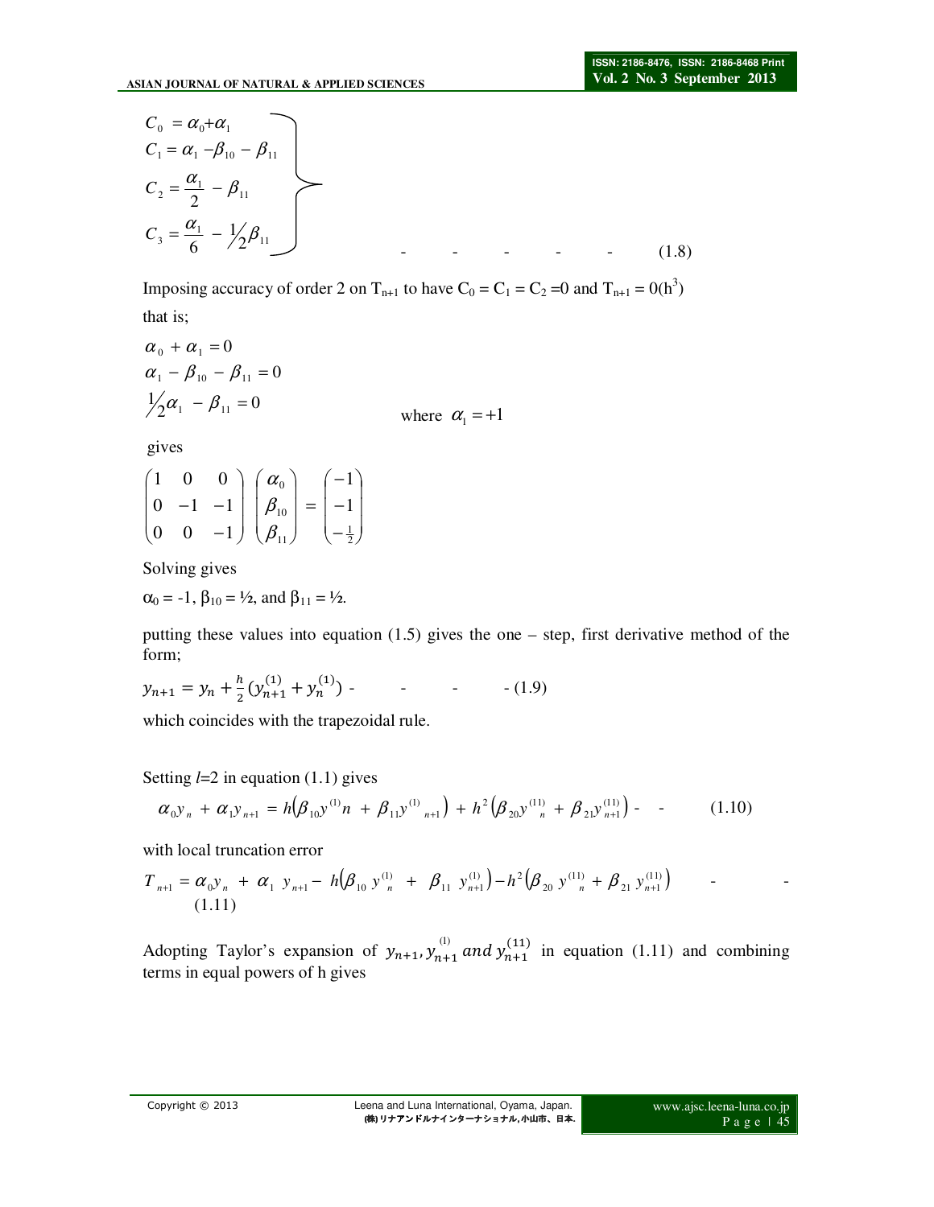$$
\left.\begin{aligned}
C_0 &= \alpha_0 + \alpha_1 \\
C_1 &= \alpha_1 - \beta_{10} - \beta_{11} \\
C_2 &= \frac{\alpha_1}{2} - \beta_{11} \\
C_3 &= \frac{\alpha_1}{6} - \tfrac{1}{2}\beta_{11}
\end{aligned}\right\} \qquad (1.8)
$$

Imposing accuracy of order 2 on $T_{n+1}$ to have $C_0 = C_1 = C_2 = 0$ and $T_{n+1} = 0(h^3)$ that is;

$$
\begin{aligned}
\alpha_0 + \alpha_1 &= 0 \\
\alpha_1 - \beta_{10} - \beta_{11} &= 0 \\
\tfrac{1}{2}\alpha_1 - \beta_{11} &= 0
\end{aligned}
\qquad \text{where } \alpha_1 = +1
$$

gives

$$
\begin{pmatrix} 1 & 0 & 0 \\ 0 & -1 & -1 \\ 0 & 0 & -1 \end{pmatrix} \begin{pmatrix} \alpha_0 \\ \beta_{10} \\ \beta_{11} \end{pmatrix} = \begin{pmatrix} -1 \\ -1 \\ -\frac{1}{2} \end{pmatrix}
$$

Solving gives

$\alpha_0 = -1$, $\beta_{10} = ½$, and $\beta_{11} = ½$.

putting these values into equation (1.5) gives the one – step, first derivative method of the form;

$$
y_{n+1} = y_n + \frac{h}{2}\left(y_{n+1}^{(1)} + y_n^{(1)}\right) \qquad (1.9)
$$

which coincides with the trapezoidal rule.

Setting $l$=2 in equation (1.1) gives

$$
\alpha_0 y_n + \alpha_1 y_{n+1} = h\left(\beta_{10} y^{(1)}{}_n + \beta_{11} y^{(1)}{}_{n+1}\right) + h^2\left(\beta_{20} y^{(11)}_n + \beta_{21} y^{(11)}_{n+1}\right) \qquad (1.10)
$$

with local truncation error

$$
T_{n+1} = \alpha_0 y_n + \alpha_1 y_{n+1} - h\left(\beta_{10} y^{(1)}_n + \beta_{11} y^{(1)}_{n+1}\right) - h^2\left(\beta_{20} y^{(11)}_n + \beta_{21} y^{(11)}_{n+1}\right) \qquad (1.11)
$$

Adopting Taylor's expansion of $y_{n+1}, y_{n+1}^{(1)}$ and $y_{n+1}^{(11)}$ in equation (1.11) and combining terms in equal powers of h gives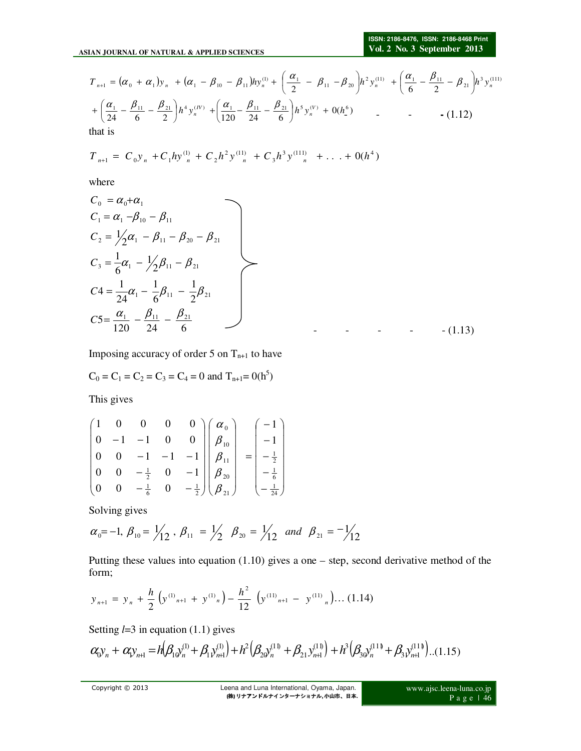$$T_{n+1} = (\alpha_0 + \alpha_1)y_n + (\alpha_1 - \beta_{10} - \beta_{11})hy_n^{(1)} + \left(\frac{\alpha_1}{2} - \beta_{11} - \beta_{20}\right)h^2 y_n^{(11)} + \left(\frac{\alpha_1}{6} - \frac{\beta_{11}}{2} - \beta_{21}\right)h^3 y_n^{(111)}$$

$$+ \left(\frac{\alpha_1}{24} - \frac{\beta_{11}}{6} - \frac{\beta_{21}}{2}\right)h^4 y_n^{(IV)} + \left(\frac{\alpha_1}{120} - \frac{\beta_{11}}{24} - \frac{\beta_{21}}{6}\right)h^5 y_n^{(V)} + 0(h^6) \quad - \quad - \quad - (1.12)$$

that is

$$T_{n+1} = C_0 y_n + C_1 h y_n^{(1)} + C_2 h^2 y_n^{(11)} + C_3 h^3 y_n^{(111)} + \ldots + 0(h^4)$$

where

$$\left.\begin{aligned}
C_0 &= \alpha_0 + \alpha_1 \\
C_1 &= \alpha_1 - \beta_{10} - \beta_{11} \\
C_2 &= \tfrac{1}{2}\alpha_1 - \beta_{11} - \beta_{20} - \beta_{21} \\
C_3 &= \frac{1}{6}\alpha_1 - \tfrac{1}{2}\beta_{11} - \beta_{21} \\
C4 &= \frac{1}{24}\alpha_1 - \frac{1}{6}\beta_{11} - \frac{1}{2}\beta_{21} \\
C5 &= \frac{\alpha_1}{120} - \frac{\beta_{11}}{24} - \frac{\beta_{21}}{6}
\end{aligned}\right\} \quad - \quad - \quad - \quad - \quad - (1.13)$$

Imposing accuracy of order 5 on $T_{n+1}$ to have

$C_0 = C_1 = C_2 = C_3 = C_4 = 0$ and $T_{n+1} = 0(h^5)$

This gives

$$\begin{pmatrix} 1 & 0 & 0 & 0 & 0 \\ 0 & -1 & -1 & 0 & 0 \\ 0 & 0 & -1 & -1 & -1 \\ 0 & 0 & -\frac{1}{2} & 0 & -1 \\ 0 & 0 & -\frac{1}{6} & 0 & -\frac{1}{2} \end{pmatrix} \begin{pmatrix} \alpha_0 \\ \beta_{10} \\ \beta_{11} \\ \beta_{20} \\ \beta_{21} \end{pmatrix} = \begin{pmatrix} -1 \\ -1 \\ -\frac{1}{2} \\ -\frac{1}{6} \\ -\frac{1}{24} \end{pmatrix}$$

Solving gives

$\alpha_0 = -1,\ \beta_{10} = \tfrac{1}{12},\ \beta_{11} = \tfrac{1}{2}\ \ \beta_{20} = \tfrac{1}{12}\ \ and\ \ \beta_{21} = -\tfrac{1}{12}$

Putting these values into equation (1.10) gives a one – step, second derivative method of the form;

$$y_{n+1} = y_n + \frac{h}{2}\left(y^{(1)}_{n+1} + y^{(1)}_n\right) - \frac{h^2}{12}\left(y^{(11)}_{n+1} - y^{(11)}_n\right) \ldots (1.14)$$

Setting $l$=3 in equation (1.1) gives

$$\alpha_0 y_n + \alpha_1 y_{n+1} = h\left(\beta_{10} y_n^{(1)} + \beta_{11} y_{n+1}^{(1)}\right) + h^2\left(\beta_{20} y_n^{(11)} + \beta_{21} y_{n+1}^{(11)}\right) + h^3\left(\beta_{30} y_n^{(111)} + \beta_{31} y_{n+1}^{(111)}\right) \ldots (1.15)$$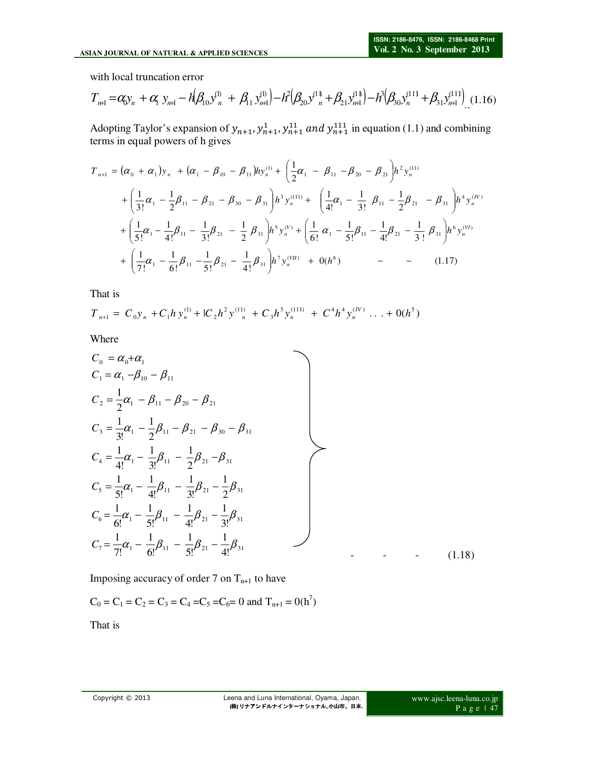with local truncation error

$$T_{n+1} = \alpha_0 y_n + \alpha_1 y_{n+1} - h\left(\beta_{10} y_n^{(1)} + \beta_{11} y_{n+1}^{(1)}\right) - h^2\left(\beta_{20} y_n^{(11)} + \beta_{21} y_{n+1}^{(11)}\right) - h^3\left(\beta_{30} y_n^{(111)} + \beta_{31} y_{n+1}^{(111)}\right) \quad (1.16)$$

Adopting Taylor's expansion of $y_{n+1}, y_{n+1}^{1}, y_{n+1}^{11}$ *and* $y_{n+1}^{111}$ in equation (1.1) and combining terms in equal powers of h gives

$$\begin{aligned} T_{n+1} = {} & (\alpha_0 + \alpha_1) y_n + (\alpha_1 - \beta_{10} - \beta_{11}) h y_n^{(1)} + \left(\frac{1}{2}\alpha_1 - \beta_{11} - \beta_{20} - \beta_{21}\right) h^2 y_n^{(11)} \\ & + \left(\frac{1}{3!}\alpha_1 - \frac{1}{2}\beta_{11} - \beta_{21} - \beta_{30} - \beta_{31}\right) h^3 y_n^{(111)} + \left(\frac{1}{4!}\alpha_1 - \frac{1}{3!}\beta_{11} - \frac{1}{2}\beta_{21} - \beta_{31}\right) h^4 y_n^{(IV)} \\ & + \left(\frac{1}{5!}\alpha_1 - \frac{1}{4!}\beta_{11} - \frac{1}{3!}\beta_{21} - \frac{1}{2}\beta_{31}\right) h^5 y_n^{(V)} + \left(\frac{1}{6!}\alpha_1 - \frac{1}{5!}\beta_{11} - \frac{1}{4!}\beta_{21} - \frac{1}{3!}\beta_{31}\right) h^6 y_n^{(VI)} \\ & + \left(\frac{1}{7!}\alpha_1 - \frac{1}{6!}\beta_{11} - \frac{1}{5!}\beta_{21} - \frac{1}{4!}\beta_{31}\right) h^7 y_n^{(VII)} + 0(h^8) \qquad - \quad - \quad (1.17) \end{aligned}$$

That is

$$T_{n+1} = C_0 y_n + C_1 h y_n^{(1)} + |C_2 h^2 y_n^{(11)} + C_3 h^3 y_n^{(111)} + C^4 h^4 y_n^{(IV)} \ldots + 0(h^5)$$

Where

$$\left.\begin{aligned} C_0 &= \alpha_0 + \alpha_1 \\ C_1 &= \alpha_1 - \beta_{10} - \beta_{11} \\ C_2 &= \frac{1}{2}\alpha_1 - \beta_{11} - \beta_{20} - \beta_{21} \\ C_3 &= \frac{1}{3!}\alpha_1 - \frac{1}{2}\beta_{11} - \beta_{21} - \beta_{30} - \beta_{31} \\ C_4 &= \frac{1}{4!}\alpha_1 - \frac{1}{3!}\beta_{11} - \frac{1}{2}\beta_{21} - \beta_{31} \\ C_5 &= \frac{1}{5!}\alpha_1 - \frac{1}{4!}\beta_{11} - \frac{1}{3!}\beta_{21} - \frac{1}{2}\beta_{31} \\ C_6 &= \frac{1}{6!}\alpha_1 - \frac{1}{5!}\beta_{11} - \frac{1}{4!}\beta_{21} - \frac{1}{3!}\beta_{31} \\ C_7 &= \frac{1}{7!}\alpha_1 - \frac{1}{6!}\beta_{11} - \frac{1}{5!}\beta_{21} - \frac{1}{4!}\beta_{31} \end{aligned}\right\} \qquad - \quad - \quad - \quad (1.18)$$

Imposing accuracy of order 7 on $T_{n+1}$ to have

$C_0 = C_1 = C_2 = C_3 = C_4 = C_5 = C_6 = 0$ and $T_{n+1} = 0(h^7)$

That is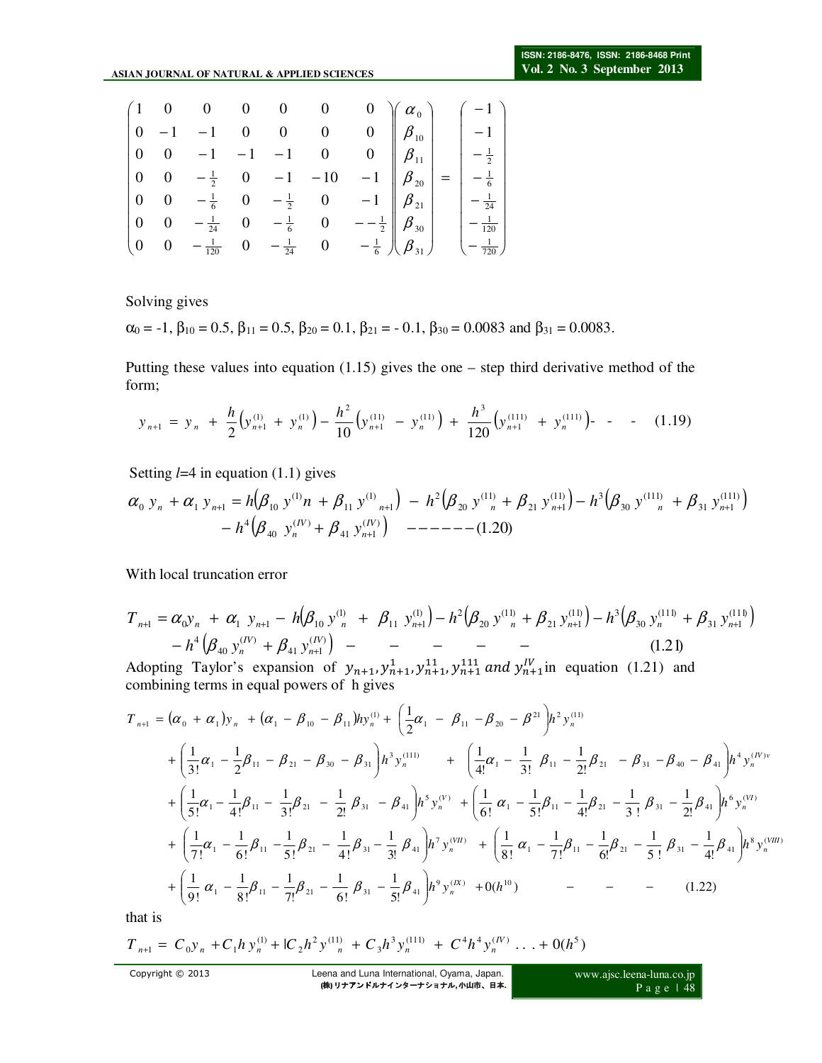$$\begin{pmatrix} 1 & 0 & 0 & 0 & 0 & 0 & 0 \\ 0 & -1 & -1 & 0 & 0 & 0 & 0 \\ 0 & 0 & -1 & -1 & -1 & 0 & 0 \\ 0 & 0 & -\frac{1}{2} & 0 & -1 & -10 & -1 \\ 0 & 0 & -\frac{1}{6} & 0 & -\frac{1}{2} & 0 & -1 \\ 0 & 0 & -\frac{1}{24} & 0 & -\frac{1}{6} & 0 & --\frac{1}{2} \\ 0 & 0 & -\frac{1}{120} & 0 & -\frac{1}{24} & 0 & -\frac{1}{6} \end{pmatrix} \begin{pmatrix} \alpha_0 \\ \beta_{10} \\ \beta_{11} \\ \beta_{20} \\ \beta_{21} \\ \beta_{30} \\ \beta_{31} \end{pmatrix} = \begin{pmatrix} -1 \\ -1 \\ -\frac{1}{2} \\ -\frac{1}{6} \\ -\frac{1}{24} \\ -\frac{1}{120} \\ -\frac{1}{720} \end{pmatrix}$$

Solving gives

$\alpha_0 = -1$, $\beta_{10} = 0.5$, $\beta_{11} = 0.5$, $\beta_{20} = 0.1$, $\beta_{21} = -0.1$, $\beta_{30} = 0.0083$ and $\beta_{31} = 0.0083$.

Putting these values into equation (1.15) gives the one – step third derivative method of the form;

$$y_{n+1} = y_n + \frac{h}{2}\left(y_{n+1}^{(1)} + y_n^{(1)}\right) - \frac{h^2}{10}\left(y_{n+1}^{(11)} - y_n^{(11)}\right) + \frac{h^3}{120}\left(y_{n+1}^{(111)} + y_n^{(111)}\right) \quad - \quad - \quad - \quad (1.19)$$

Setting $l$=4 in equation (1.1) gives

$$\alpha_0\, y_n + \alpha_1\, y_{n+1} = h\left(\beta_{10}\, y^{(1)}n + \beta_{11}\, y^{(1)}{}_{n+1}\right) - h^2\left(\beta_{20}\, y_n^{(11)} + \beta_{21}\, y_{n+1}^{(11)}\right) - h^3\left(\beta_{30}\, y_n^{(111)} + \beta_{31}\, y_{n+1}^{(111)}\right)$$
$$- h^4\left(\beta_{40}\, y_n^{(IV)} + \beta_{41}\, y_{n+1}^{(IV)}\right) \quad ------(1.20)$$

With local truncation error

$$T_{n+1} = \alpha_0 y_n + \alpha_1\, y_{n+1} - h\left(\beta_{10}\, y_n^{(1)} + \beta_{11}\, y_{n+1}^{(1)}\right) - h^2\left(\beta_{20}\, y_n^{(11)} + \beta_{21}\, y_{n+1}^{(11)}\right) - h^3\left(\beta_{30}\, y_n^{(111)} + \beta_{31}\, y_{n+1}^{(111)}\right)$$
$$- h^4\left(\beta_{40}\, y_n^{(IV)} + \beta_{41}\, y_{n+1}^{(IV)}\right) \quad - \quad - \quad - \quad - \quad - \quad - \qquad (1.21)$$

Adopting Taylor's expansion of $y_{n+1}, y_{n+1}^{1}, y_{n+1}^{11}, y_{n+1}^{111}$ *and* $y_{n+1}^{IV}$ in equation (1.21) and combining terms in equal powers of h gives

$$T_{n+1} = (\alpha_0 + \alpha_1)y_n + (\alpha_1 - \beta_{10} - \beta_{11})hy_n^{(1)} + \left(\frac{1}{2}\alpha_1 - \beta_{11} - \beta_{20} - \beta^{21}\right)h^2 y_n^{(11)}$$
$$+ \left(\frac{1}{3!}\alpha_1 - \frac{1}{2}\beta_{11} - \beta_{21} - \beta_{30} - \beta_{31}\right)h^3 y_n^{(111)} \quad + \left(\frac{1}{4!}\alpha_1 - \frac{1}{3!}\beta_{11} - \frac{1}{2!}\beta_{21} - \beta_{31} - \beta_{40} - \beta_{41}\right)h^4 y_n^{(IV)v}$$
$$+ \left(\frac{1}{5!}\alpha_1 - \frac{1}{4!}\beta_{11} - \frac{1}{3!}\beta_{21} - \frac{1}{2!}\beta_{31} - \beta_{41}\right)h^5 y_n^{(V)} + \left(\frac{1}{6!}\alpha_1 - \frac{1}{5!}\beta_{11} - \frac{1}{4!}\beta_{21} - \frac{1}{3!}\beta_{31} - \frac{1}{2!}\beta_{41}\right)h^6 y_n^{(VI)}$$
$$+ \left(\frac{1}{7!}\alpha_1 - \frac{1}{6!}\beta_{11} - \frac{1}{5!}\beta_{21} - \frac{1}{4!}\beta_{31} - \frac{1}{3!}\beta_{41}\right)h^7 y_n^{(VII)} + \left(\frac{1}{8!}\alpha_1 - \frac{1}{7!}\beta_{11} - \frac{1}{6!}\beta_{21} - \frac{1}{5!}\beta_{31} - \frac{1}{4!}\beta_{41}\right)h^8 y_n^{(VIII)}$$
$$+ \left(\frac{1}{9!}\alpha_1 - \frac{1}{8!}\beta_{11} - \frac{1}{7!}\beta_{21} - \frac{1}{6!}\beta_{31} - \frac{1}{5!}\beta_{41}\right)h^9 y_n^{(IX)} + 0(h^{10}) \quad - \quad - \quad - \quad (1.22)$$

that is

$$T_{n+1} = C_0 y_n + C_1 h\, y_n^{(1)} + |C_2 h^2 y^{(11)}{}_n + C_3 h^3 y_n^{(111)} + C^4 h^4 y_n^{(IV)} \ldots + 0(h^5)$$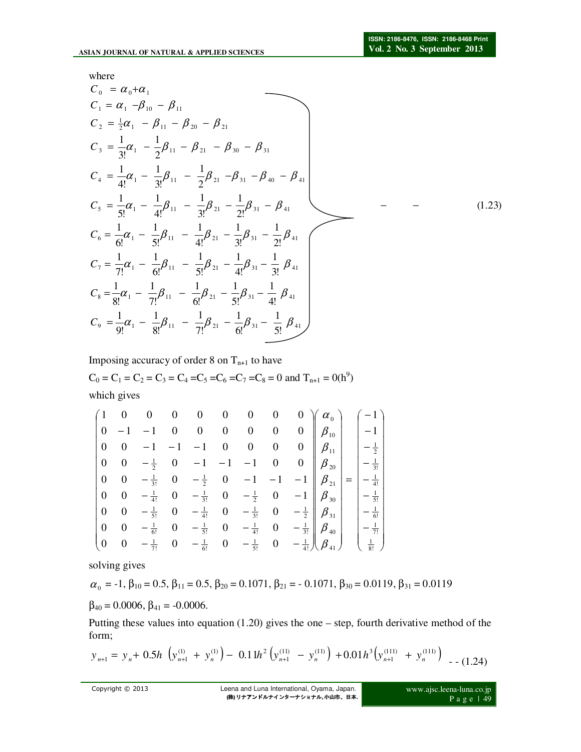where

$$
\left.\begin{aligned}
C_0 &= \alpha_0 + \alpha_1 \\
C_1 &= \alpha_1 - \beta_{10} - \beta_{11} \\
C_2 &= \tfrac{1}{2}\alpha_1 - \beta_{11} - \beta_{20} - \beta_{21} \\
C_3 &= \frac{1}{3!}\alpha_1 - \frac{1}{2}\beta_{11} - \beta_{21} - \beta_{30} - \beta_{31} \\
C_4 &= \frac{1}{4!}\alpha_1 - \frac{1}{3!}\beta_{11} - \frac{1}{2}\beta_{21} - \beta_{31} - \beta_{40} - \beta_{41} \\
C_5 &= \frac{1}{5!}\alpha_1 - \frac{1}{4!}\beta_{11} - \frac{1}{3!}\beta_{21} - \frac{1}{2!}\beta_{31} - \beta_{41} \\
C_6 &= \frac{1}{6!}\alpha_1 - \frac{1}{5!}\beta_{11} - \frac{1}{4!}\beta_{21} - \frac{1}{3!}\beta_{31} - \frac{1}{2!}\beta_{41} \\
C_7 &= \frac{1}{7!}\alpha_1 - \frac{1}{6!}\beta_{11} - \frac{1}{5!}\beta_{21} - \frac{1}{4!}\beta_{31} - \frac{1}{3!}\beta_{41} \\
C_8 &= \frac{1}{8!}\alpha_1 - \frac{1}{7!}\beta_{11} - \frac{1}{6!}\beta_{21} - \frac{1}{5!}\beta_{31} - \frac{1}{4!}\beta_{41} \\
C_9 &= \frac{1}{9!}\alpha_1 - \frac{1}{8!}\beta_{11} - \frac{1}{7!}\beta_{21} - \frac{1}{6!}\beta_{31} - \frac{1}{5!}\beta_{41}
\end{aligned}\right\} \quad - \quad - \qquad (1.23)
$$

Imposing accuracy of order 8 on $T_{n+1}$ to have

$C_0 = C_1 = C_2 = C_3 = C_4 = C_5 = C_6 = C_7 = C_8 = 0$ and $T_{n+1} = 0(h^9)$

which gives

$$
\begin{pmatrix}
1 & 0 & 0 & 0 & 0 & 0 & 0 & 0 & 0 \\
0 & -1 & -1 & 0 & 0 & 0 & 0 & 0 & 0 \\
0 & 0 & -1 & -1 & -1 & 0 & 0 & 0 & 0 \\
0 & 0 & -\frac{1}{2} & 0 & -1 & -1 & -1 & 0 & 0 \\
0 & 0 & -\frac{1}{3!} & 0 & -\frac{1}{2} & 0 & -1 & -1 & -1 \\
0 & 0 & -\frac{1}{4!} & 0 & -\frac{1}{3!} & 0 & -\frac{1}{2} & 0 & -1 \\
0 & 0 & -\frac{1}{5!} & 0 & -\frac{1}{4!} & 0 & -\frac{1}{3!} & 0 & -\frac{1}{2} \\
0 & 0 & -\frac{1}{6!} & 0 & -\frac{1}{5!} & 0 & -\frac{1}{4!} & 0 & -\frac{1}{3!} \\
0 & 0 & -\frac{1}{7!} & 0 & -\frac{1}{6!} & 0 & -\frac{1}{5!} & 0 & -\frac{1}{4!}
\end{pmatrix}
\begin{pmatrix}
\alpha_0 \\ \beta_{10} \\ \beta_{11} \\ \beta_{20} \\ \beta_{21} \\ \beta_{30} \\ \beta_{31} \\ \beta_{40} \\ \beta_{41}
\end{pmatrix}
=
\begin{pmatrix}
-1 \\ -1 \\ -\frac{1}{2} \\ -\frac{1}{3!} \\ -\frac{1}{4!} \\ -\frac{1}{5!} \\ -\frac{1}{6!} \\ -\frac{1}{7!} \\ \frac{1}{8!}
\end{pmatrix}
$$

solving gives

$\alpha_0 = -1$, $\beta_{10} = 0.5$, $\beta_{11} = 0.5$, $\beta_{20} = 0.1071$, $\beta_{21} = -0.1071$, $\beta_{30} = 0.0119$, $\beta_{31} = 0.0119$

$\beta_{40} = 0.0006$, $\beta_{41} = -0.0006$.

Putting these values into equation (1.20) gives the one – step, fourth derivative method of the form;

$$
y_{n+1} = y_n + 0.5h\left(y_{n+1}^{(1)} + y_n^{(1)}\right) - 0.11h^2\left(y_{n+1}^{(11)} - y_n^{(11)}\right) + 0.01h^3\left(y_{n+1}^{(111)} + y_n^{(111)}\right) \quad \text{-- (1.24)}
$$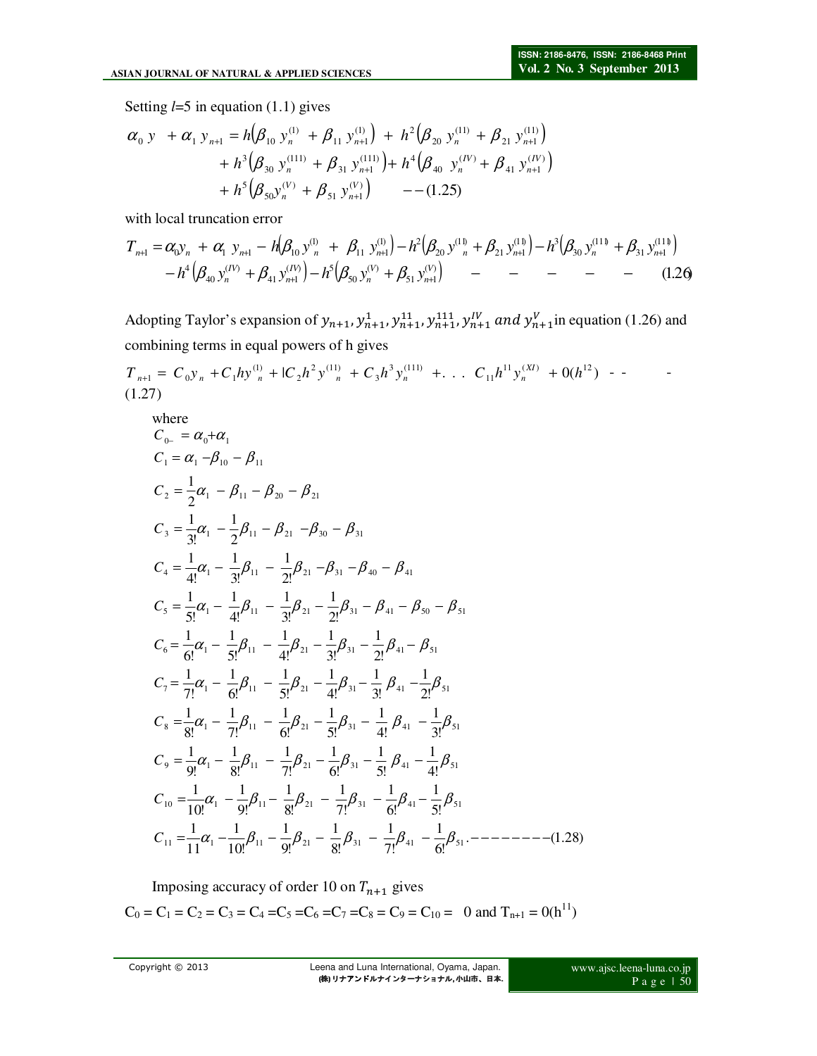Setting $l$=5 in equation (1.1) gives

$$
\begin{aligned}
\alpha_0\, y \;\; + \alpha_1\, y_{n+1} &= h\left(\beta_{10}\, y_n^{(1)} + \beta_{11}\, y_{n+1}^{(1)}\right) + h^2\left(\beta_{20}\, y_n^{(11)} + \beta_{21}\, y_{n+1}^{(11)}\right) \\
&+ h^3\left(\beta_{30}\, y_n^{(111)} + \beta_{31}\, y_{n+1}^{(111)}\right) + h^4\left(\beta_{40}\, y_n^{(IV)} + \beta_{41}\, y_{n+1}^{(IV)}\right) \\
&+ h^5\left(\beta_{50} y_n^{(V)} + \beta_{51}\, y_{n+1}^{(V)}\right) \qquad --(1.25)
\end{aligned}
$$

with local truncation error

$$
\begin{aligned}
T_{n+1} &= \alpha_0 y_n + \alpha_1\, y_{n+1} - h\left(\beta_{10}\, y_n^{(1)} + \beta_{11}\, y_{n+1}^{(1)}\right) - h^2\left(\beta_{20}\, y^{(11)}{}_n + \beta_{21}\, y_{n+1}^{(11)}\right) - h^3\left(\beta_{30}\, y_n^{(111)} + \beta_{31}\, y_{n+1}^{(111)}\right) \\
&- h^4\left(\beta_{40}\, y_n^{(IV)} + \beta_{41}\, y_{n+1}^{(IV)}\right) - h^5\left(\beta_{50}\, y_n^{(V)} + \beta_{51}\, y_{n+1}^{(V)}\right) \quad - \quad - \quad - \quad - \quad - \quad (1.26)
\end{aligned}
$$

Adopting Taylor's expansion of $y_{n+1}, y_{n+1}^{1}, y_{n+1}^{11}, y_{n+1}^{111}, y_{n+1}^{IV}$ $and$ $y_{n+1}^{V}$ in equation (1.26) and combining terms in equal powers of h gives

$$
T_{n+1} = C_0 y_n + C_1 h y^{(1)}_n + \mathrm{l}C_2 h^2 y^{(11)}{}_n + C_3 h^3 y_n^{(111)} + . \;.\;. \;\; C_{11} h^{11} y_n^{(XI)} + 0(h^{12}) \;\; - - \qquad - \;(1.27)
$$

where

$$
\begin{aligned}
C_{0-} &= \alpha_0 + \alpha_1 \\
C_1 &= \alpha_1 - \beta_{10} - \beta_{11} \\
C_2 &= \frac{1}{2}\alpha_1 - \beta_{11} - \beta_{20} - \beta_{21} \\
C_3 &= \frac{1}{3!}\alpha_1 - \frac{1}{2}\beta_{11} - \beta_{21} - \beta_{30} - \beta_{31} \\
C_4 &= \frac{1}{4!}\alpha_1 - \frac{1}{3!}\beta_{11} - \frac{1}{2!}\beta_{21} - \beta_{31} - \beta_{40} - \beta_{41} \\
C_5 &= \frac{1}{5!}\alpha_1 - \frac{1}{4!}\beta_{11} - \frac{1}{3!}\beta_{21} - \frac{1}{2!}\beta_{31} - \beta_{41} - \beta_{50} - \beta_{51} \\
C_6 &= \frac{1}{6!}\alpha_1 - \frac{1}{5!}\beta_{11} - \frac{1}{4!}\beta_{21} - \frac{1}{3!}\beta_{31} - \frac{1}{2!}\beta_{41} - \beta_{51} \\
C_7 &= \frac{1}{7!}\alpha_1 - \frac{1}{6!}\beta_{11} - \frac{1}{5!}\beta_{21} - \frac{1}{4!}\beta_{31} - \frac{1}{3!}\beta_{41} - \frac{1}{2!}\beta_{51} \\
C_8 &= \frac{1}{8!}\alpha_1 - \frac{1}{7!}\beta_{11} - \frac{1}{6!}\beta_{21} - \frac{1}{5!}\beta_{31} - \frac{1}{4!}\beta_{41} - \frac{1}{3!}\beta_{51} \\
C_9 &= \frac{1}{9!}\alpha_1 - \frac{1}{8!}\beta_{11} - \frac{1}{7!}\beta_{21} - \frac{1}{6!}\beta_{31} - \frac{1}{5!}\beta_{41} - \frac{1}{4!}\beta_{51} \\
C_{10} &= \frac{1}{10!}\alpha_1 - \frac{1}{9!}\beta_{11} - \frac{1}{8!}\beta_{21} - \frac{1}{7!}\beta_{31} - \frac{1}{6!}\beta_{41} - \frac{1}{5!}\beta_{51} \\
C_{11} &= \frac{1}{11}\alpha_1 - \frac{1}{10!}\beta_{11} - \frac{1}{9!}\beta_{21} - \frac{1}{8!}\beta_{31} - \frac{1}{7!}\beta_{41} - \frac{1}{6!}\beta_{51} .--------(1.28)
\end{aligned}
$$

Imposing accuracy of order 10 on $T_{n+1}$ gives

$C_0 = C_1 = C_2 = C_3 = C_4 = C_5 = C_6 = C_7 = C_8 = C_9 = C_{10} = 0$ and $T_{n+1} = 0(h^{11})$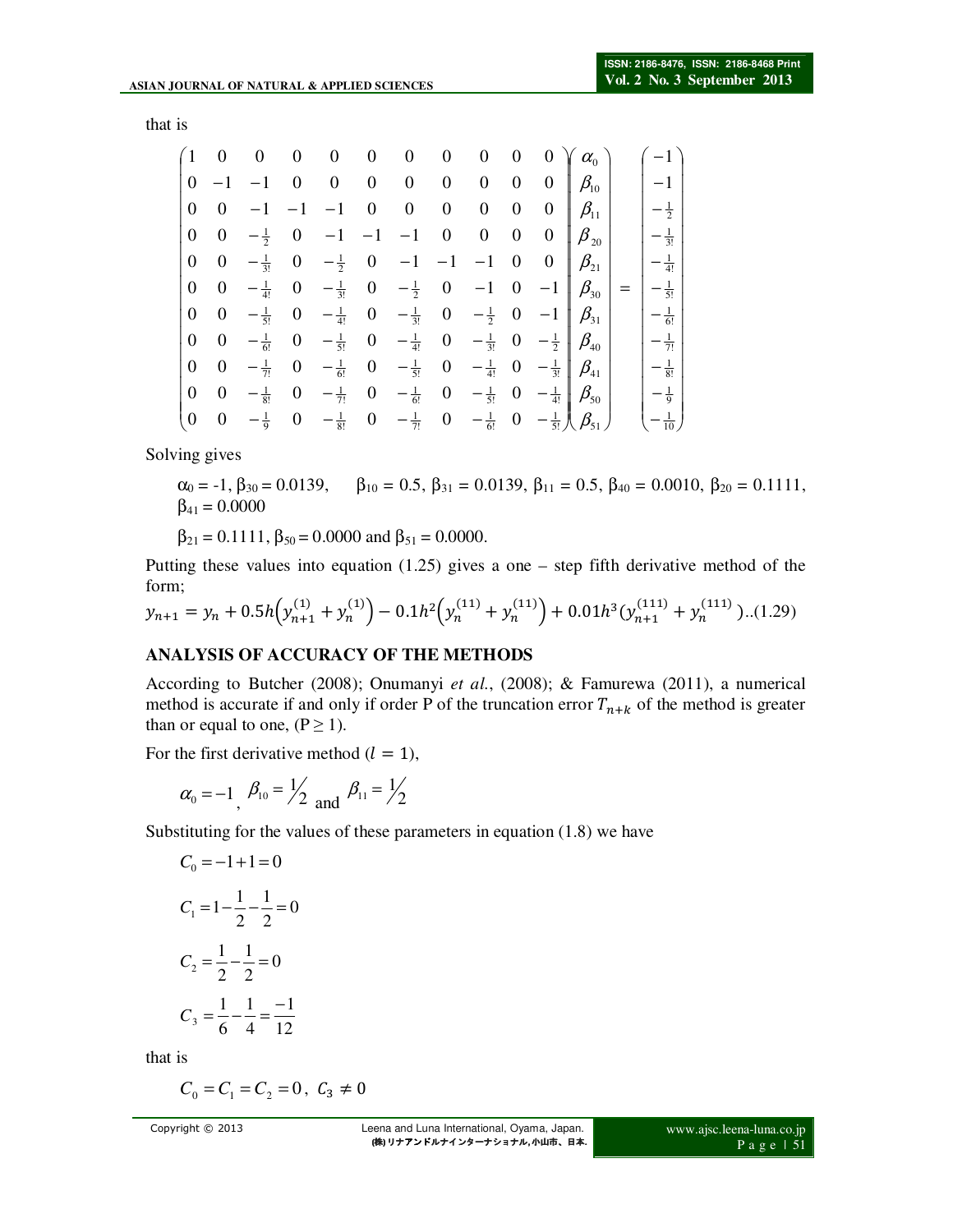that is

$$
\begin{pmatrix}
1 & 0 & 0 & 0 & 0 & 0 & 0 & 0 & 0 & 0 & 0 \\
0 & -1 & -1 & 0 & 0 & 0 & 0 & 0 & 0 & 0 & 0 \\
0 & 0 & -1 & -1 & -1 & 0 & 0 & 0 & 0 & 0 & 0 \\
0 & 0 & -\frac{1}{2} & 0 & -1 & -1 & -1 & 0 & 0 & 0 & 0 \\
0 & 0 & -\frac{1}{3!} & 0 & -\frac{1}{2} & 0 & -1 & -1 & -1 & 0 & 0 \\
0 & 0 & -\frac{1}{4!} & 0 & -\frac{1}{3!} & 0 & -\frac{1}{2} & 0 & -1 & 0 & -1 \\
0 & 0 & -\frac{1}{5!} & 0 & -\frac{1}{4!} & 0 & -\frac{1}{3!} & 0 & -\frac{1}{2} & 0 & -1 \\
0 & 0 & -\frac{1}{6!} & 0 & -\frac{1}{5!} & 0 & -\frac{1}{4!} & 0 & -\frac{1}{3!} & 0 & -\frac{1}{2} \\
0 & 0 & -\frac{1}{7!} & 0 & -\frac{1}{6!} & 0 & -\frac{1}{5!} & 0 & -\frac{1}{4!} & 0 & -\frac{1}{3!} \\
0 & 0 & -\frac{1}{8!} & 0 & -\frac{1}{7!} & 0 & -\frac{1}{6!} & 0 & -\frac{1}{5!} & 0 & -\frac{1}{4!} \\
0 & 0 & -\frac{1}{9} & 0 & -\frac{1}{8!} & 0 & -\frac{1}{7!} & 0 & -\frac{1}{6!} & 0 & -\frac{1}{5!}
\end{pmatrix}
\begin{pmatrix}
\alpha_0 \\ \beta_{10} \\ \beta_{11} \\ \beta_{20} \\ \beta_{21} \\ \beta_{30} \\ \beta_{31} \\ \beta_{40} \\ \beta_{41} \\ \beta_{50} \\ \beta_{51}
\end{pmatrix}
=
\begin{pmatrix}
-1 \\ -1 \\ -\frac{1}{2} \\ -\frac{1}{3!} \\ -\frac{1}{4!} \\ -\frac{1}{5!} \\ -\frac{1}{6!} \\ -\frac{1}{7!} \\ -\frac{1}{8!} \\ -\frac{1}{9} \\ -\frac{1}{10}
\end{pmatrix}
$$

Solving gives

$\alpha_0 = -1$, $\beta_{30} = 0.0139$, $\beta_{10} = 0.5$, $\beta_{31} = 0.0139$, $\beta_{11} = 0.5$, $\beta_{40} = 0.0010$, $\beta_{20} = 0.1111$, $\beta_{41} = 0.0000$

$\beta_{21} = 0.1111$, $\beta_{50} = 0.0000$ and $\beta_{51} = 0.0000$.

Putting these values into equation (1.25) gives a one – step fifth derivative method of the form;

$$y_{n+1} = y_n + 0.5h\left(y_{n+1}^{(1)} + y_n^{(1)}\right) - 0.1h^2\left(y_n^{(11)} + y_n^{(11)}\right) + 0.01h^3(y_{n+1}^{(111)} + y_n^{(111)}) \text{..(1.29)}$$

## ANALYSIS OF ACCURACY OF THE METHODS

According to Butcher (2008); Onumanyi *et al.*, (2008); & Famurewa (2011), a numerical method is accurate if and only if order P of the truncation error $T_{n+k}$ of the method is greater than or equal to one, ($P \geq 1$).

For the first derivative method ($l = 1$),

$$\alpha_0 = -1, \ \beta_{10} = 1/2 \text{ and } \beta_{11} = 1/2$$

Substituting for the values of these parameters in equation (1.8) we have

$$C_0 = -1 + 1 = 0$$

$$C_1 = 1 - \frac{1}{2} - \frac{1}{2} = 0$$

$$C_2 = \frac{1}{2} - \frac{1}{2} = 0$$

$$C_3 = \frac{1}{6} - \frac{1}{4} = \frac{-1}{12}$$

that is

$$C_0 = C_1 = C_2 = 0, \ C_3 \neq 0$$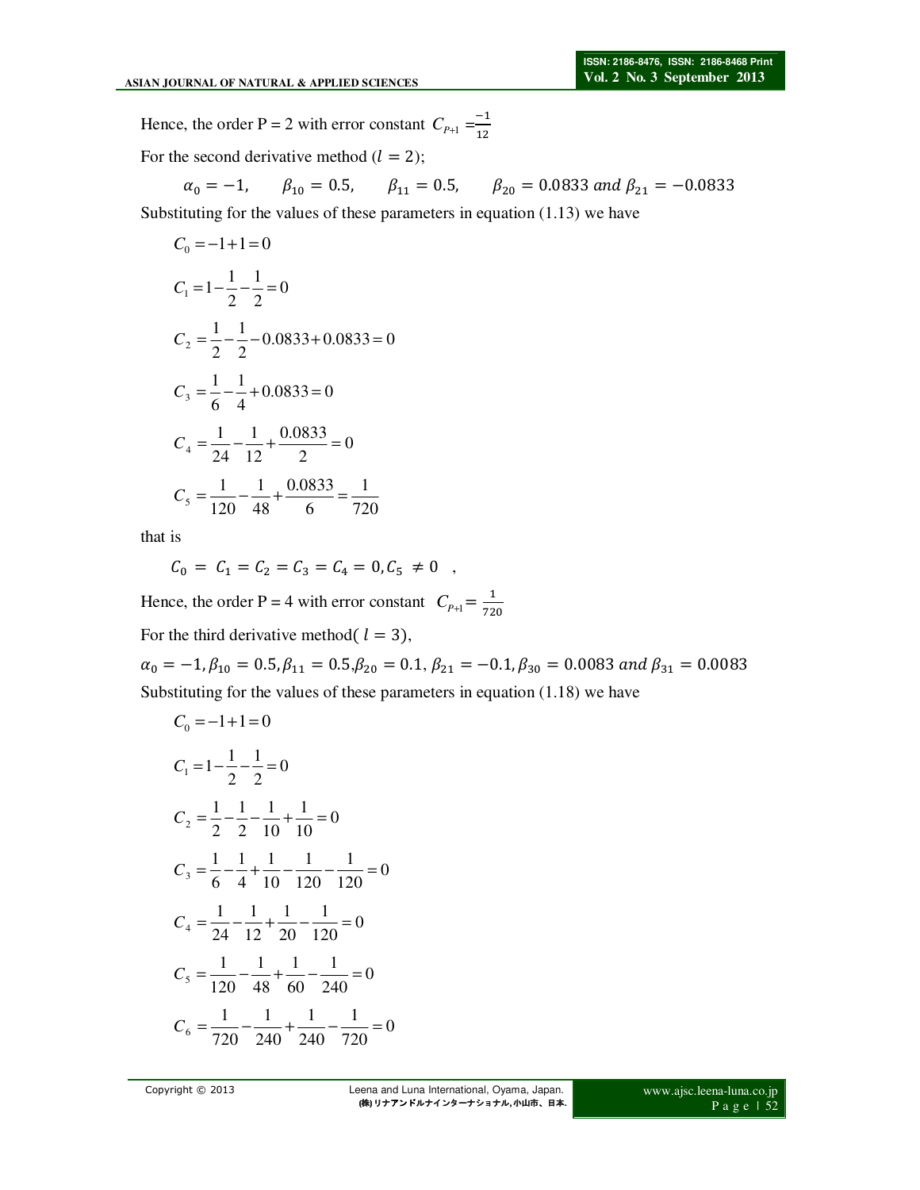Hence, the order P = 2 with error constant $C_{P+1} = \frac{-1}{12}$

For the second derivative method ($l = 2$);

$$\alpha_0 = -1, \quad \beta_{10} = 0.5, \quad \beta_{11} = 0.5, \quad \beta_{20} = 0.0833 \text{ and } \beta_{21} = -0.0833$$

Substituting for the values of these parameters in equation (1.13) we have

$$C_0 = -1 + 1 = 0$$

$$C_1 = 1 - \frac{1}{2} - \frac{1}{2} = 0$$

$$C_2 = \frac{1}{2} - \frac{1}{2} - 0.0833 + 0.0833 = 0$$

$$C_3 = \frac{1}{6} - \frac{1}{4} + 0.0833 = 0$$

$$C_4 = \frac{1}{24} - \frac{1}{12} + \frac{0.0833}{2} = 0$$

$$C_5 = \frac{1}{120} - \frac{1}{48} + \frac{0.0833}{6} = \frac{1}{720}$$

that is

$$C_0 = C_1 = C_2 = C_3 = C_4 = 0, C_5 \neq 0 \quad ,$$

Hence, the order P = 4 with error constant $C_{P+1} = \frac{1}{720}$

For the third derivative method( $l = 3$),

$\alpha_0 = -1, \beta_{10} = 0.5, \beta_{11} = 0.5, \beta_{20} = 0.1, \beta_{21} = -0.1, \beta_{30} = 0.0083$ and $\beta_{31} = 0.0083$

Substituting for the values of these parameters in equation (1.18) we have

$$C_0 = -1 + 1 = 0$$

$$C_1 = 1 - \frac{1}{2} - \frac{1}{2} = 0$$

$$C_2 = \frac{1}{2} - \frac{1}{2} - \frac{1}{10} + \frac{1}{10} = 0$$

$$C_3 = \frac{1}{6} - \frac{1}{4} + \frac{1}{10} - \frac{1}{120} - \frac{1}{120} = 0$$

$$C_4 = \frac{1}{24} - \frac{1}{12} + \frac{1}{20} - \frac{1}{120} = 0$$

$$C_5 = \frac{1}{120} - \frac{1}{48} + \frac{1}{60} - \frac{1}{240} = 0$$

$$C_6 = \frac{1}{720} - \frac{1}{240} + \frac{1}{240} - \frac{1}{720} = 0$$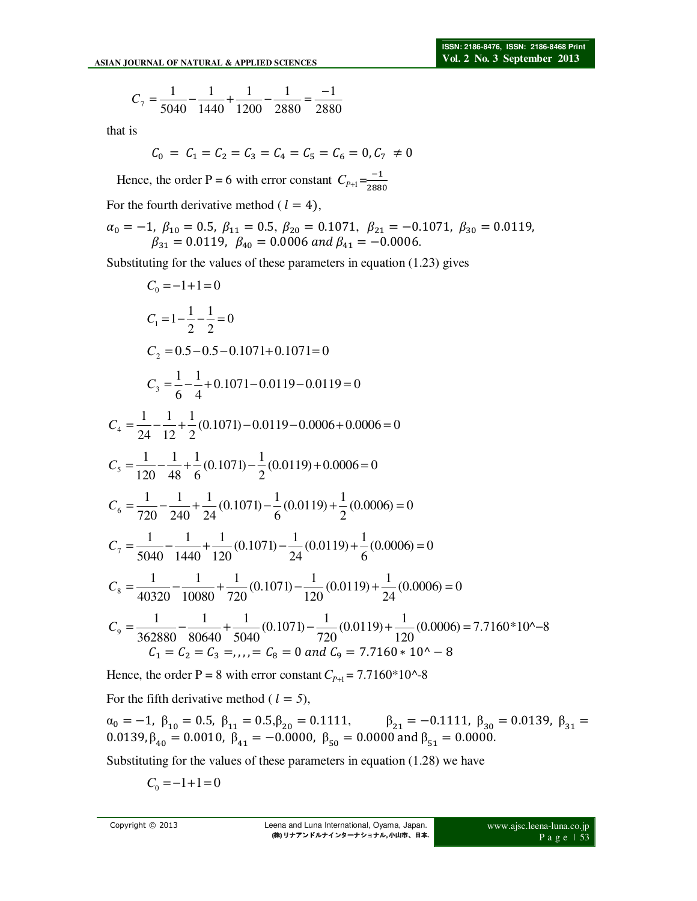$$C_7 = \frac{1}{5040} - \frac{1}{1440} + \frac{1}{1200} - \frac{1}{2880} = \frac{-1}{2880}$$

that is

$$C_0 = C_1 = C_2 = C_3 = C_4 = C_5 = C_6 = 0, C_7 \neq 0$$

Hence, the order P = 6 with error constant $C_{P+1} = \frac{-1}{2880}$

For the fourth derivative method ( $l = 4$),

$\alpha_0 = -1,\ \beta_{10} = 0.5,\ \beta_{11} = 0.5,\ \beta_{20} = 0.1071,\ \beta_{21} = -0.1071,\ \beta_{30} = 0.0119,$
$\beta_{31} = 0.0119,\ \beta_{40} = 0.0006\ and\ \beta_{41} = -0.0006.$

Substituting for the values of these parameters in equation (1.23) gives

$$C_0 = -1 + 1 = 0$$

$$C_1 = 1 - \frac{1}{2} - \frac{1}{2} = 0$$

$$C_2 = 0.5 - 0.5 - 0.1071 + 0.1071 = 0$$

$$C_3 = \frac{1}{6} - \frac{1}{4} + 0.1071 - 0.0119 - 0.0119 = 0$$

$$C_4 = \frac{1}{24} - \frac{1}{12} + \frac{1}{2}(0.1071) - 0.0119 - 0.0006 + 0.0006 = 0$$

$$C_5 = \frac{1}{120} - \frac{1}{48} + \frac{1}{6}(0.1071) - \frac{1}{2}(0.0119) + 0.0006 = 0$$

$$C_6 = \frac{1}{720} - \frac{1}{240} + \frac{1}{24}(0.1071) - \frac{1}{6}(0.0119) + \frac{1}{2}(0.0006) = 0$$

$$C_7 = \frac{1}{5040} - \frac{1}{1440} + \frac{1}{120}(0.1071) - \frac{1}{24}(0.0119) + \frac{1}{6}(0.0006) = 0$$

$$C_8 = \frac{1}{40320} - \frac{1}{10080} + \frac{1}{720}(0.1071) - \frac{1}{120}(0.0119) + \frac{1}{24}(0.0006) = 0$$

$$C_9 = \frac{1}{362880} - \frac{1}{80640} + \frac{1}{5040}(0.1071) - \frac{1}{720}(0.0119) + \frac{1}{120}(0.0006) = 7.7160*10\text{^}{-8}$$

$$C_1 = C_2 = C_3 =,,,,= C_8 = 0\ and\ C_9 = 7.7160 * 10\text{^} - 8$$

Hence, the order P = 8 with error constant $C_{P+1}$ = 7.7160*10^-8

For the fifth derivative method ( $l = 5$),

$\alpha_0 = -1,\ \beta_{10} = 0.5,\ \beta_{11} = 0.5, \beta_{20} = 0.1111,\ \beta_{21} = -0.1111,\ \beta_{30} = 0.0139,\ \beta_{31} = 0.0139, \beta_{40} = 0.0010,\ \beta_{41} = -0.0000,\ \beta_{50} = 0.0000$ and $\beta_{51} = 0.0000.$

Substituting for the values of these parameters in equation (1.28) we have

$$C_0 = -1 + 1 = 0$$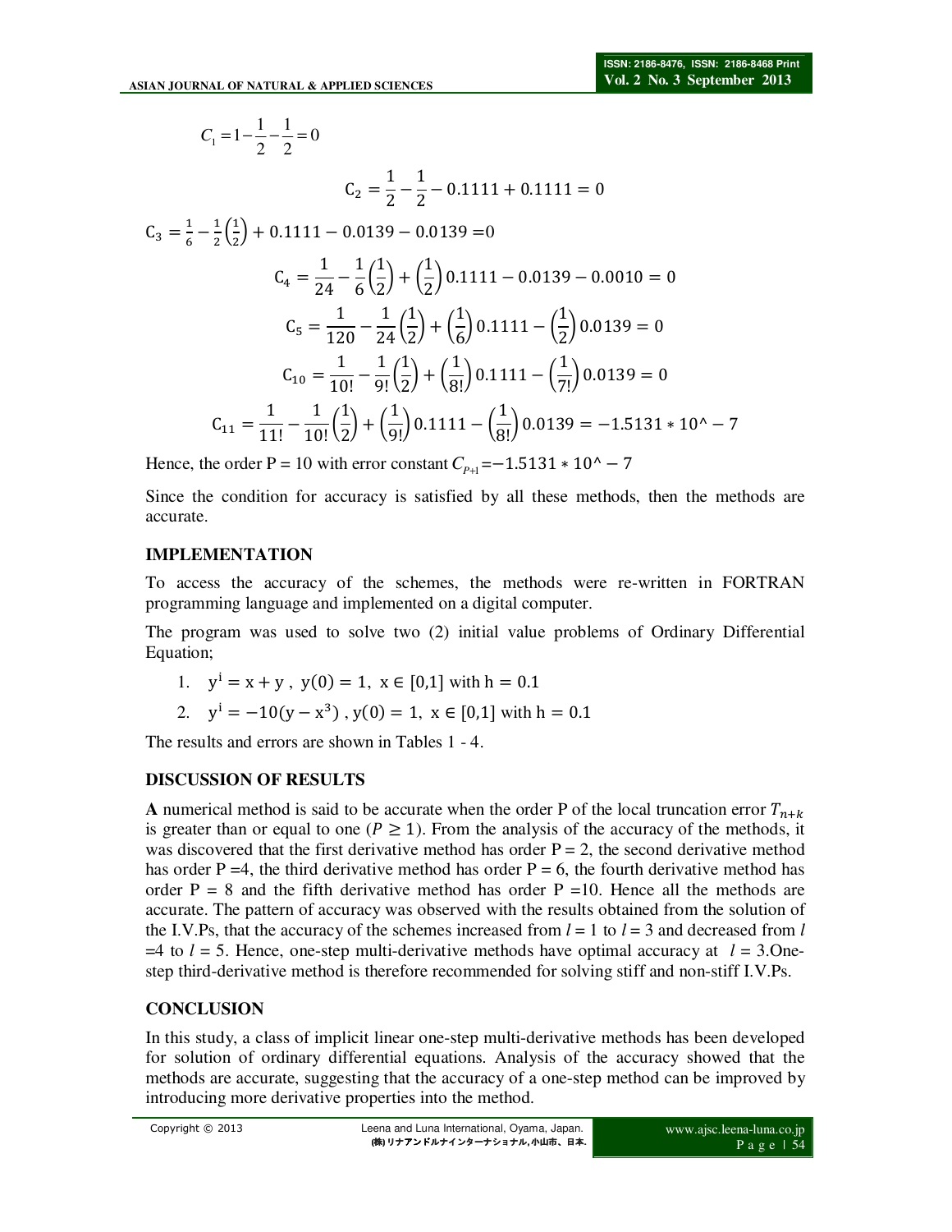$$C_1 = 1 - \frac{1}{2} - \frac{1}{2} = 0$$

$$C_2 = \frac{1}{2} - \frac{1}{2} - 0.1111 + 0.1111 = 0$$

$$C_3 = \frac{1}{6} - \frac{1}{2}\left(\frac{1}{2}\right) + 0.1111 - 0.0139 - 0.0139 = 0$$

$$C_4 = \frac{1}{24} - \frac{1}{6}\left(\frac{1}{2}\right) + \left(\frac{1}{2}\right)0.1111 - 0.0139 - 0.0010 = 0$$

$$C_5 = \frac{1}{120} - \frac{1}{24}\left(\frac{1}{2}\right) + \left(\frac{1}{6}\right)0.1111 - \left(\frac{1}{2}\right)0.0139 = 0$$

$$C_{10} = \frac{1}{10!} - \frac{1}{9!}\left(\frac{1}{2}\right) + \left(\frac{1}{8!}\right)0.1111 - \left(\frac{1}{7!}\right)0.0139 = 0$$

$$C_{11} = \frac{1}{11!} - \frac{1}{10!}\left(\frac{1}{2}\right) + \left(\frac{1}{9!}\right)0.1111 - \left(\frac{1}{8!}\right)0.0139 = -1.5131 * 10^{\wedge} - 7$$

Hence, the order P = 10 with error constant $C_{P+1} = -1.5131 * 10^{\wedge} - 7$

Since the condition for accuracy is satisfied by all these methods, then the methods are accurate.

## IMPLEMENTATION

To access the accuracy of the schemes, the methods were re-written in FORTRAN programming language and implemented on a digital computer.

The program was used to solve two (2) initial value problems of Ordinary Differential Equation;

1. $y^i = x + y$ , $y(0) = 1$, $x \in [0,1]$ with $h = 0.1$
2. $y^i = -10(y - x^3)$ , $y(0) = 1$, $x \in [0,1]$ with $h = 0.1$

The results and errors are shown in Tables 1 - 4.

## DISCUSSION OF RESULTS

**A** numerical method is said to be accurate when the order P of the local truncation error $T_{n+k}$ is greater than or equal to one ($P \geq 1$). From the analysis of the accuracy of the methods, it was discovered that the first derivative method has order P = 2, the second derivative method has order P =4, the third derivative method has order P = 6, the fourth derivative method has order P = 8 and the fifth derivative method has order P =10. Hence all the methods are accurate. The pattern of accuracy was observed with the results obtained from the solution of the I.V.Ps, that the accuracy of the schemes increased from $l = 1$ to $l = 3$ and decreased from $l = 4$ to $l = 5$. Hence, one-step multi-derivative methods have optimal accuracy at $l = 3$.One-step third-derivative method is therefore recommended for solving stiff and non-stiff I.V.Ps.

## CONCLUSION

In this study, a class of implicit linear one-step multi-derivative methods has been developed for solution of ordinary differential equations. Analysis of the accuracy showed that the methods are accurate, suggesting that the accuracy of a one-step method can be improved by introducing more derivative properties into the method.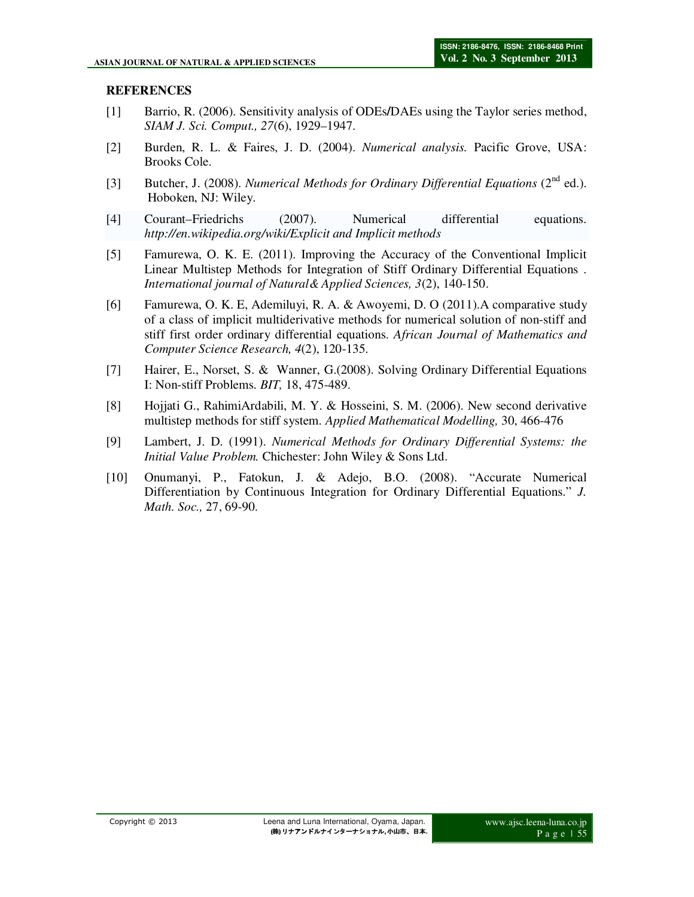## REFERENCES

[1] Barrio, R. (2006). Sensitivity analysis of ODEs/DAEs using the Taylor series method, *SIAM J. Sci. Comput., 27*(6), 1929–1947.

[2] Burden, R. L. & Faires, J. D. (2004). *Numerical analysis.* Pacific Grove, USA: Brooks Cole.

[3] Butcher, J. (2008). *Numerical Methods for Ordinary Differential Equations* (2nd ed.). Hoboken, NJ: Wiley.

[4] Courant–Friedrichs (2007). Numerical differential equations. *http://en.wikipedia.org/wiki/Explicit and Implicit methods*

[5] Famurewa, O. K. E. (2011). Improving the Accuracy of the Conventional Implicit Linear Multistep Methods for Integration of Stiff Ordinary Differential Equations . *International journal of Natural& Applied Sciences, 3*(2), 140-150.

[6] Famurewa, O. K. E, Ademiluyi, R. A. & Awoyemi, D. O (2011).A comparative study of a class of implicit multiderivative methods for numerical solution of non-stiff and stiff first order ordinary differential equations. *African Journal of Mathematics and Computer Science Research, 4*(2), 120-135.

[7] Hairer, E., Norset, S. & Wanner, G.(2008). Solving Ordinary Differential Equations I: Non-stiff Problems. *BIT,* 18, 475-489.

[8] Hojjati G., RahimiArdabili, M. Y. & Hosseini, S. M. (2006). New second derivative multistep methods for stiff system. *Applied Mathematical Modelling,* 30, 466-476

[9] Lambert, J. D. (1991). *Numerical Methods for Ordinary Differential Systems: the Initial Value Problem.* Chichester: John Wiley & Sons Ltd.

[10] Onumanyi, P., Fatokun, J. & Adejo, B.O. (2008). "Accurate Numerical Differentiation by Continuous Integration for Ordinary Differential Equations." *J. Math. Soc.,* 27, 69-90.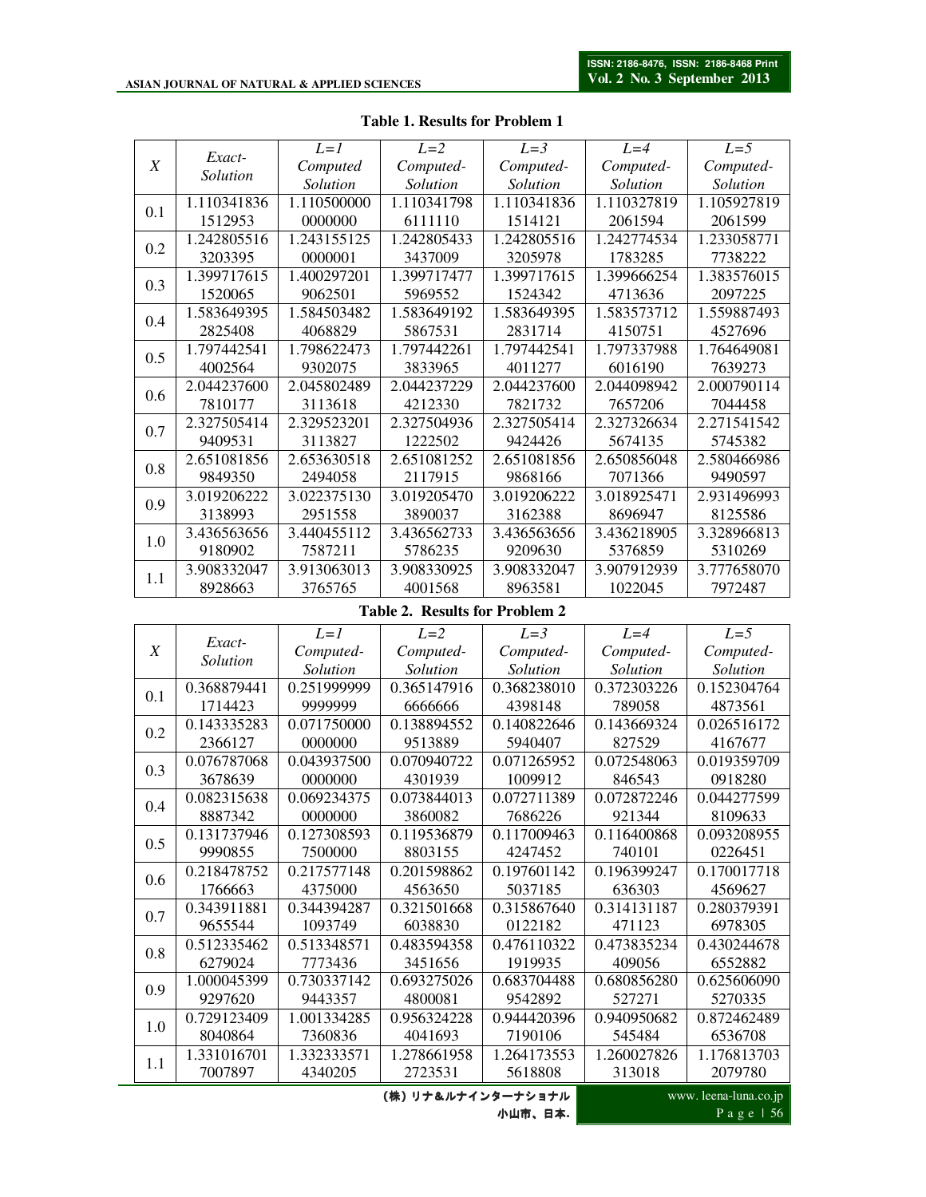**Table 1. Results for Problem 1**

| X | Exact-Solution | L=1 Computed Solution | L=2 Computed-Solution | L=3 Computed-Solution | L=4 Computed-Solution | L=5 Computed-Solution |
|---|---|---|---|---|---|---|
| 0.1 | 1.1103418361512953 | 1.1105000000000000 | 1.1103417986111110 | 1.1103418361514121 | 1.1103278192061594 | 1.1059278192061599 |
| 0.2 | 1.2428055163203395 | 1.2431551250000001 | 1.2428054333437009 | 1.2428055163205978 | 1.2427745341783285 | 1.2330587717738222 |
| 0.3 | 1.3997176151520065 | 1.4002972019062501 | 1.3997174775969552 | 1.3997176151524342 | 1.3996662544713636 | 1.3835760152097225 |
| 0.4 | 1.5836493952825408 | 1.5845034824068829 | 1.5836491925867531 | 1.5836493952831714 | 1.5835737124150751 | 1.5598874934527696 |
| 0.5 | 1.7974425414002564 | 1.7986224739302075 | 1.7974422613833965 | 1.7974425414011277 | 1.7973379886016190 | 1.7646490817639273 |
| 0.6 | 2.0442376007810177 | 2.0458024893113618 | 2.0442372294212330 | 2.0442376007821732 | 2.0440989427657206 | 2.0007901147044458 |
| 0.7 | 2.3275054149409531 | 2.3295232013113827 | 2.3275049361222502 | 2.3275054149424426 | 2.3273266345674135 | 2.2715415425745382 |
| 0.8 | 2.6510818569849350 | 2.6536305182494058 | 2.6510812522117915 | 2.6510818569868166 | 2.6508560487071366 | 2.5804669869490597 |
| 0.9 | 3.0192062223138993 | 3.0223751302951558 | 3.0192054703890037 | 3.0192062223162993 | 3.0189254718696947 | 2.9314969938125586 |
| 1.0 | 3.4365636569180902 | 3.4404551127587211 | 3.4365627335786235 | 3.4365636569209630 | 3.4362189055376859 | 3.3289668135310269 |
| 1.1 | 3.9083320478928663 | 3.9130630133765765 | 3.9083309254001568 | 3.9083320478963581 | 3.9079129391022045 | 3.7776580707972487 |

**Table 2. Results for Problem 2**

| X | Exact-Solution | L=1 Computed-Solution | L=2 Computed-Solution | L=3 Computed-Solution | L=4 Computed-Solution | L=5 Computed-Solution |
|---|---|---|---|---|---|---|
| 0.1 | 0.3688794411714423 | 0.2519999999999999 | 0.3651479166666666 | 0.3682380104398148 | 0.372303226789058 | 0.1523047644873561 |
| 0.2 | 0.1433352832366127 | 0.0717500000000000 | 0.1388945529513889 | 0.1408226465940407 | 0.143669324827529 | 0.0265161724167677 |
| 0.3 | 0.0767870683678639 | 0.0439375000000000 | 0.0709407224301939 | 0.0712659521009912 | 0.072548063846543 | 0.0193597090918280 |
| 0.4 | 0.0823156388887342 | 0.0692343750000000 | 0.0738440133860082 | 0.0727113897686226 | 0.072872246921344 | 0.0442775998109633 |
| 0.5 | 0.1317379469990855 | 0.1273085937500000 | 0.1195368798803155 | 0.1170094634247452 | 0.116400868740101 | 0.0932089550226451 |
| 0.6 | 0.2184787521766663 | 0.2175771484375000 | 0.2015988624563650 | 0.1976011425037185 | 0.196399247636303 | 0.1700177184569627 |
| 0.7 | 0.3439118819655544 | 0.3443942871093749 | 0.3215016686038830 | 0.3158676400122182 | 0.314131187471123 | 0.2803793916978305 |
| 0.8 | 0.5123354626279024 | 0.5133485717773436 | 0.4835943583451656 | 0.4761103221919935 | 0.473835234409056 | 0.4302446786552882 |
| 0.9 | 1.0000453999297620 | 0.7303371429443357 | 0.6932750264800081 | 0.6837044889542892 | 0.680856280527271 | 0.6256060905270335 |
| 1.0 | 0.7291234098040864 | 1.0013342857360836 | 0.9563242284041693 | 0.9444203967190106 | 0.940950682545484 | 0.8724624896536708 |
| 1.1 | 1.3310167017007897 | 1.3323335714340205 | 1.2786619582723531 | 1.2641735535618808 | 1.260027826313018 | 1.1768137032079780 |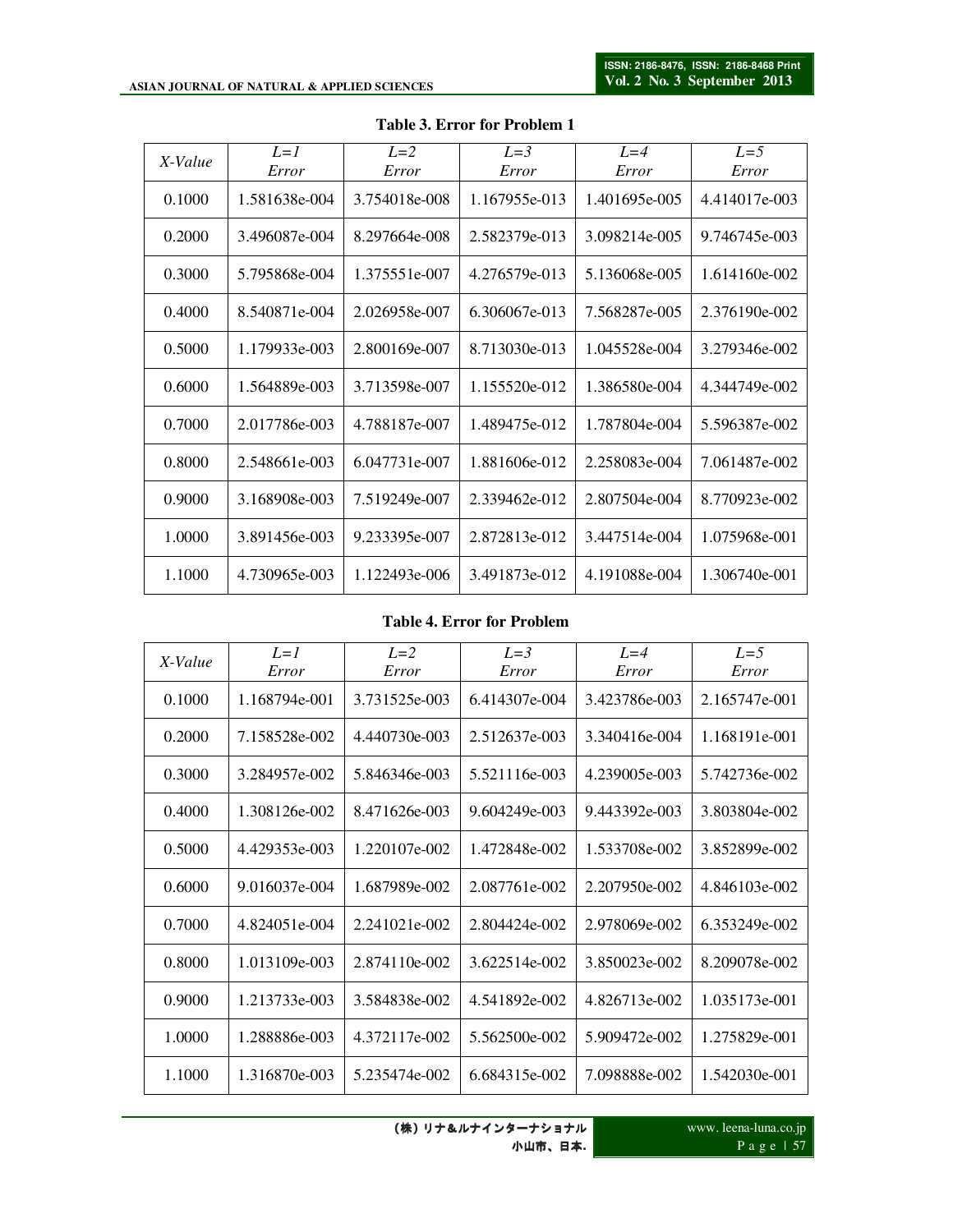**Table 3. Error for Problem 1**

| *X-Value* | *L=1* *Error* | *L=2* *Error* | *L=3* *Error* | *L=4* *Error* | *L=5* *Error* |
|---|---|---|---|---|---|
| 0.1000 | 1.581638e-004 | 3.754018e-008 | 1.167955e-013 | 1.401695e-005 | 4.414017e-003 |
| 0.2000 | 3.496087e-004 | 8.297664e-008 | 2.582379e-013 | 3.098214e-005 | 9.746745e-003 |
| 0.3000 | 5.795868e-004 | 1.375551e-007 | 4.276579e-013 | 5.136068e-005 | 1.614160e-002 |
| 0.4000 | 8.540871e-004 | 2.026958e-007 | 6.306067e-013 | 7.568287e-005 | 2.376190e-002 |
| 0.5000 | 1.179933e-003 | 2.800169e-007 | 8.713030e-013 | 1.045528e-004 | 3.279346e-002 |
| 0.6000 | 1.564889e-003 | 3.713598e-007 | 1.155520e-012 | 1.386580e-004 | 4.344749e-002 |
| 0.7000 | 2.017786e-003 | 4.788187e-007 | 1.489475e-012 | 1.787804e-004 | 5.596387e-002 |
| 0.8000 | 2.548661e-003 | 6.047731e-007 | 1.881606e-012 | 2.258083e-004 | 7.061487e-002 |
| 0.9000 | 3.168908e-003 | 7.519249e-007 | 2.339462e-012 | 2.807504e-004 | 8.770923e-002 |
| 1.0000 | 3.891456e-003 | 9.233395e-007 | 2.872813e-012 | 3.447514e-004 | 1.075968e-001 |
| 1.1000 | 4.730965e-003 | 1.122493e-006 | 3.491873e-012 | 4.191088e-004 | 1.306740e-001 |

**Table 4. Error for Problem**

| *X-Value* | *L=1* *Error* | *L=2* *Error* | *L=3* *Error* | *L=4* *Error* | *L=5* *Error* |
|---|---|---|---|---|---|
| 0.1000 | 1.168794e-001 | 3.731525e-003 | 6.414307e-004 | 3.423786e-003 | 2.165747e-001 |
| 0.2000 | 7.158528e-002 | 4.440730e-003 | 2.512637e-003 | 3.340416e-004 | 1.168191e-001 |
| 0.3000 | 3.284957e-002 | 5.846346e-003 | 5.521116e-003 | 4.239005e-003 | 5.742736e-002 |
| 0.4000 | 1.308126e-002 | 8.471626e-003 | 9.604249e-003 | 9.443392e-003 | 3.803804e-002 |
| 0.5000 | 4.429353e-003 | 1.220107e-002 | 1.472848e-002 | 1.533708e-002 | 3.852899e-002 |
| 0.6000 | 9.016037e-004 | 1.687989e-002 | 2.087761e-002 | 2.207950e-002 | 4.846103e-002 |
| 0.7000 | 4.824051e-004 | 2.241021e-002 | 2.804424e-002 | 2.978069e-002 | 6.353249e-002 |
| 0.8000 | 1.013109e-003 | 2.874110e-002 | 3.622514e-002 | 3.850023e-002 | 8.209078e-002 |
| 0.9000 | 1.213733e-003 | 3.584838e-002 | 4.541892e-002 | 4.826713e-002 | 1.035173e-001 |
| 1.0000 | 1.288886e-003 | 4.372117e-002 | 5.562500e-002 | 5.909472e-002 | 1.275829e-001 |
| 1.1000 | 1.316870e-003 | 5.235474e-002 | 6.684315e-002 | 7.098888e-002 | 1.542030e-001 |